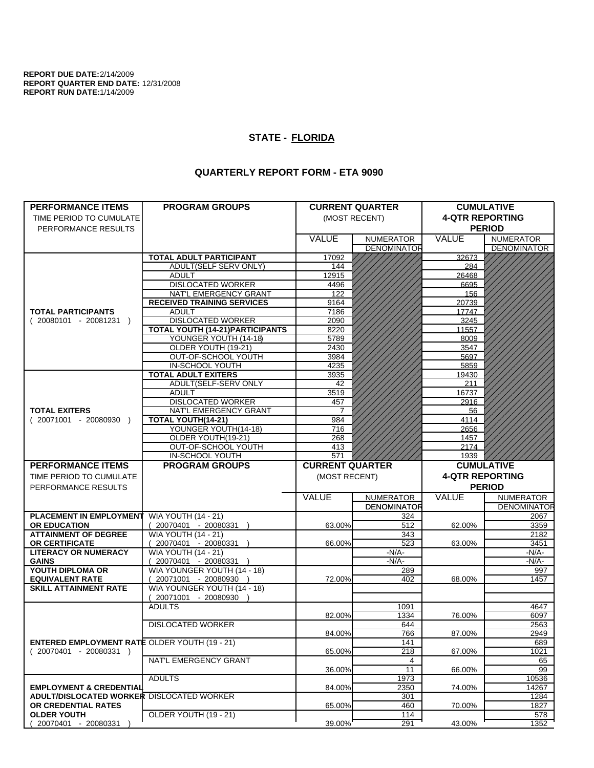**REPORT DUE DATE:** 2/14/2009
**REPORT QUARTER END DATE:** 12/31/2008
**REPORT RUN DATE:** 1/14/2009

## STATE - FLORIDA

## QUARTERLY REPORT FORM - ETA 9090

| PERFORMANCE ITEMS TIME PERIOD TO CUMULATE PERFORMANCE RESULTS | PROGRAM GROUPS | CURRENT QUARTER (MOST RECENT) VALUE | NUMERATOR DENOMINATOR | CUMULATIVE 4-QTR REPORTING PERIOD VALUE | NUMERATOR DENOMINATOR |
|---|---|---|---|---|---|
| **TOTAL PARTICIPANTS** ( 20080101 - 20081231 ) | **TOTAL ADULT PARTICIPANT** | 17092 | | 32673 | |
| | ADULT(SELF SERV ONLY) | 144 | | 284 | |
| | ADULT | 12915 | | 26468 | |
| | DISLOCATED WORKER | 4496 | | 6695 | |
| | NAT'L EMERGENCY GRANT | 122 | | 156 | |
| | **RECEIVED TRAINING SERVICES** | 9164 | | 20739 | |
| | ADULT | 7186 | | 17747 | |
| | DISLOCATED WORKER | 2090 | | 3245 | |
| | **TOTAL YOUTH (14-21)PARTICIPANTS** | 8220 | | 11557 | |
| | YOUNGER YOUTH (14-18) | 5789 | | 8009 | |
| | OLDER YOUTH (19-21) | 2430 | | 3547 | |
| | OUT-OF-SCHOOL YOUTH | 3984 | | 5697 | |
| | IN-SCHOOL YOUTH | 4235 | | 5859 | |
| **TOTAL EXITERS** ( 20071001 - 20080930 ) | **TOTAL ADULT EXITERS** | 3935 | | 19430 | |
| | ADULT(SELF-SERV ONLY | 42 | | 211 | |
| | ADULT | 3519 | | 16737 | |
| | DISLOCATED WORKER | 457 | | 2916 | |
| | NAT'L EMERGENCY GRANT | 7 | | 56 | |
| | **TOTAL YOUTH(14-21)** | 984 | | 4114 | |
| | YOUNGER YOUTH(14-18) | 716 | | 2656 | |
| | OLDER YOUTH(19-21) | 268 | | 1457 | |
| | OUT-OF-SCHOOL YOUTH | 413 | | 2174 | |
| | IN-SCHOOL YOUTH | 571 | | 1939 | |

| PERFORMANCE ITEMS TIME PERIOD TO CUMULATE PERFORMANCE RESULTS | PROGRAM GROUPS | CURRENT QUARTER (MOST RECENT) VALUE | NUMERATOR DENOMINATOR | CUMULATIVE 4-QTR REPORTING PERIOD VALUE | NUMERATOR DENOMINATOR |
|---|---|---|---|---|---|
| **PLACEMENT IN EMPLOYMENT OR EDUCATION** | WIA YOUTH (14 - 21) ( 20070401 - 20080331 ) | 63.00% | 324 / 512 | 62.00% | 2067 / 3359 |
| **ATTAINMENT OF DEGREE OR CERTIFICATE** | WIA YOUTH (14 - 21) ( 20070401 - 20080331 ) | 66.00% | 343 / 523 | 63.00% | 2182 / 3451 |
| **LITERACY OR NUMERACY GAINS** | WIA YOUTH (14 - 21) ( 20070401 - 20080331 ) | | -N/A- / -N/A- | | -N/A- / -N/A- |
| **YOUTH DIPLOMA OR EQUIVALENT RATE** | WIA YOUNGER YOUTH (14 - 18) ( 20071001 - 20080930 ) | 72.00% | 289 / 402 | 68.00% | 997 / 1457 |
| **SKILL ATTAINMENT RATE** | WIA YOUNGER YOUTH (14 - 18) ( 20071001 - 20080930 ) | | | | |
| **ENTERED EMPLOYMENT RATE** ( 20070401 - 20080331 ) | ADULTS | 82.00% | 1091 / 1334 | 76.00% | 4647 / 6097 |
| | DISLOCATED WORKER | 84.00% | 644 / 766 | 87.00% | 2563 / 2949 |
| | OLDER YOUTH (19 - 21) | 65.00% | 141 / 218 | 67.00% | 689 / 1021 |
| | NAT'L EMERGENCY GRANT | 36.00% | 4 / 11 | 66.00% | 65 / 99 |
| **EMPLOYMENT & CREDENTIAL ADULT/DISLOCATED WORKER OR CREDENTIAL RATES OLDER YOUTH** ( 20070401 - 20080331 ) | ADULTS | 84.00% | 1973 / 2350 | 74.00% | 10536 / 14267 |
| | DISLOCATED WORKER | 65.00% | 301 / 460 | 70.00% | 1284 / 1827 |
| | OLDER YOUTH (19 - 21) | 39.00% | 114 / 291 | 43.00% | 578 / 1352 |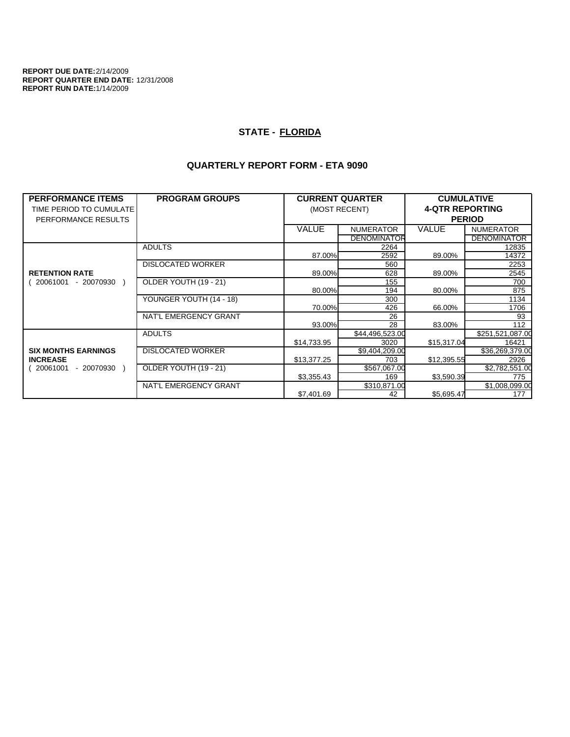**REPORT DUE DATE:** 2/14/2009
**REPORT QUARTER END DATE:** 12/31/2008
**REPORT RUN DATE:** 1/14/2009

## STATE - FLORIDA

## QUARTERLY REPORT FORM - ETA 9090

| PERFORMANCE ITEMS<br>TIME PERIOD TO CUMULATE PERFORMANCE RESULTS | PROGRAM GROUPS | CURRENT QUARTER (MOST RECENT) | | CUMULATIVE 4-QTR REPORTING PERIOD | |
|---|---|---|---|---|---|
| | | VALUE | NUMERATOR<br>DENOMINATOR | VALUE | NUMERATOR<br>DENOMINATOR |
| **RETENTION RATE**<br>( 20061001 - 20070930 ) | ADULTS | 87.00% | 2264<br>2592 | 89.00% | 12835<br>14372 |
| | DISLOCATED WORKER | 89.00% | 560<br>628 | 89.00% | 2253<br>2545 |
| | OLDER YOUTH (19 - 21) | 80.00% | 155<br>194 | 80.00% | 700<br>875 |
| | YOUNGER YOUTH (14 - 18) | 70.00% | 300<br>426 | 66.00% | 1134<br>1706 |
| | NAT'L EMERGENCY GRANT | 93.00% | 26<br>28 | 83.00% | 93<br>112 |
| **SIX MONTHS EARNINGS INCREASE**<br>( 20061001 - 20070930 ) | ADULTS | $14,733.95 | $44,496,523.00<br>3020 | $15,317.04 | $251,521,087.00<br>16421 |
| | DISLOCATED WORKER | $13,377.25 | $9,404,209.00<br>703 | $12,395.55 | $36,269,379.00<br>2926 |
| | OLDER YOUTH (19 - 21) | $3,355.43 | $567,067.00<br>169 | $3,590.39 | $2,782,551.00<br>775 |
| | NAT'L EMERGENCY GRANT | $7,401.69 | $310,871.00<br>42 | $5,695.47 | $1,008,099.00<br>177 |